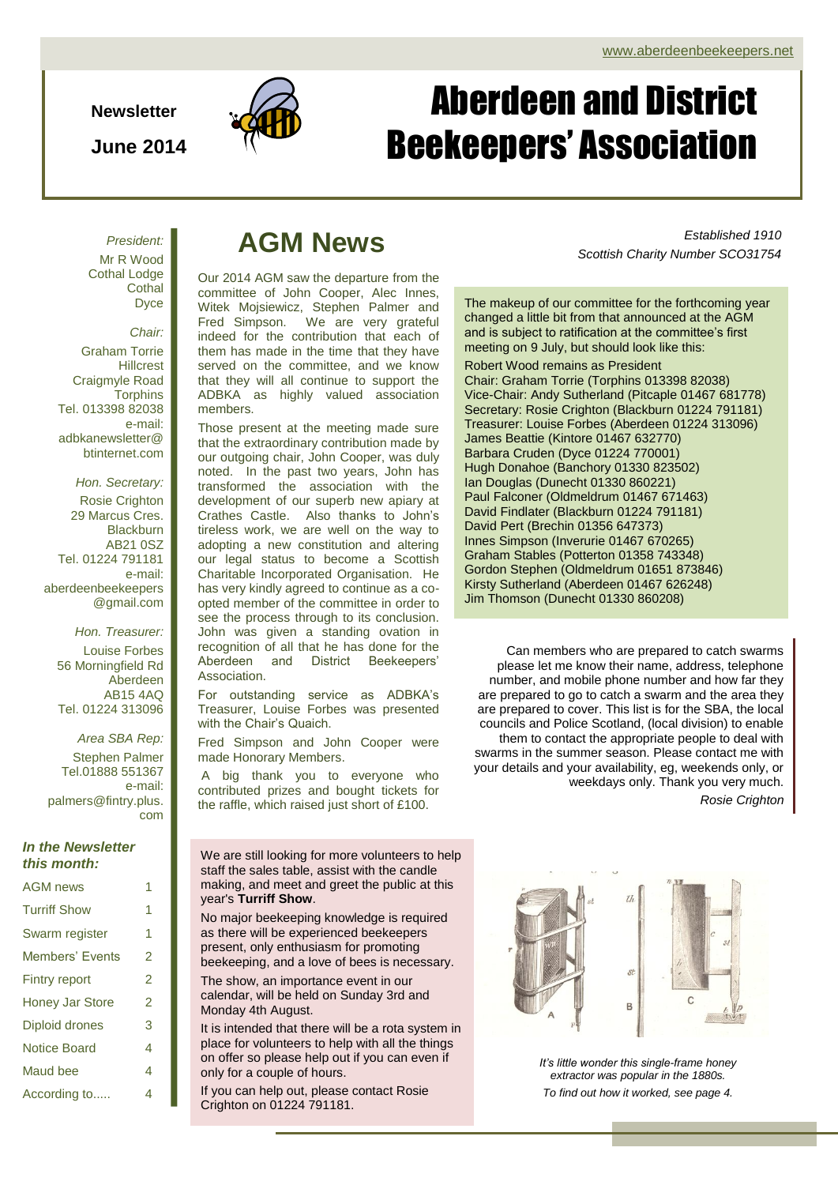www.aberdeenbeekeepers.net

**Newsletter**

**June 2014**

# Aberdeen and District Beekeepers' Association

*Established 1910*
*Scottish Charity Number SCO31754*

*President:*
Mr R Wood
Cothal Lodge
Cothal
Dyce

*Chair:*
Graham Torrie
Hillcrest
Craigmyle Road
Torphins
Tel. 013398 82038
e-mail:
adbkanewsletter@btinternet.com

*Hon. Secretary:*
Rosie Crighton
29 Marcus Cres.
Blackburn
AB21 0SZ
Tel. 01224 791181
e-mail:
aberdeenbeekeepers@gmail.com

*Hon. Treasurer:*
Louise Forbes
56 Morningfield Rd
Aberdeen
AB15 4AQ
Tel. 01224 313096

*Area SBA Rep:*
Stephen Palmer
Tel.01888 551367
e-mail:
palmers@fintry.plus.com

***In the Newsletter this month:***

| | |
|---|---|
| AGM news | 1 |
| Turriff Show | 1 |
| Swarm register | 1 |
| Members' Events | 2 |
| Fintry report | 2 |
| Honey Jar Store | 2 |
| Diploid drones | 3 |
| Notice Board | 4 |
| Maud bee | 4 |
| According to..... | 4 |

## AGM News

Our 2014 AGM saw the departure from the committee of John Cooper, Alec Innes, Witek Mojsiewicz, Stephen Palmer and Fred Simpson. We are very grateful indeed for the contribution that each of them has made in the time that they have served on the committee, and we know that they will all continue to support the ADBKA as highly valued association members.

Those present at the meeting made sure that the extraordinary contribution made by our outgoing chair, John Cooper, was duly noted. In the past two years, John has transformed the association with the development of our superb new apiary at Crathes Castle. Also thanks to John's tireless work, we are well on the way to adopting a new constitution and altering our legal status to become a Scottish Charitable Incorporated Organisation. He has very kindly agreed to continue as a co-opted member of the committee in order to see the process through to its conclusion. John was given a standing ovation in recognition of all that he has done for the Aberdeen and District Beekeepers' Association.

For outstanding service as ADBKA's Treasurer, Louise Forbes was presented with the Chair's Quaich.

Fred Simpson and John Cooper were made Honorary Members.

A big thank you to everyone who contributed prizes and bought tickets for the raffle, which raised just short of £100.

The makeup of our committee for the forthcoming year changed a little bit from that announced at the AGM and is subject to ratification at the committee's first meeting on 9 July, but should look like this:

Robert Wood remains as President
Chair: Graham Torrie (Torphins 013398 82038)
Vice-Chair: Andy Sutherland (Pitcaple 01467 681778)
Secretary: Rosie Crighton (Blackburn 01224 791181)
Treasurer: Louise Forbes (Aberdeen 01224 313096)
James Beattie (Kintore 01467 632770)
Barbara Cruden (Dyce 01224 770001)
Hugh Donahoe (Banchory 01330 823502)
Ian Douglas (Dunecht 01330 860221)
Paul Falconer (Oldmeldrum 01467 671463)
David Findlater (Blackburn 01224 791181)
David Pert (Brechin 01356 647373)
Innes Simpson (Inverurie 01467 670265)
Graham Stables (Potterton 01358 743348)
Gordon Stephen (Oldmeldrum 01651 873846)
Kirsty Sutherland (Aberdeen 01467 626248)
Jim Thomson (Dunecht 01330 860208)

Can members who are prepared to catch swarms please let me know their name, address, telephone number, and mobile phone number and how far they are prepared to go to catch a swarm and the area they are prepared to cover. This list is for the SBA, the local councils and Police Scotland, (local division) to enable them to contact the appropriate people to deal with swarms in the summer season. Please contact me with your details and your availability, eg, weekends only, or weekdays only. Thank you very much.

*Rosie Crighton*

We are still looking for more volunteers to help staff the sales table, assist with the candle making, and meet and greet the public at this year's **Turriff Show**.

No major beekeeping knowledge is required as there will be experienced beekeepers present, only enthusiasm for promoting beekeeping, and a love of bees is necessary.

The show, an importance event in our calendar, will be held on Sunday 3rd and Monday 4th August.

It is intended that there will be a rota system in place for volunteers to help with all the things on offer so please help out if you can even if only for a couple of hours.

If you can help out, please contact Rosie Crighton on 01224 791181.

*It's little wonder this single-frame honey extractor was popular in the 1880s.*
*To find out how it worked, see page 4.*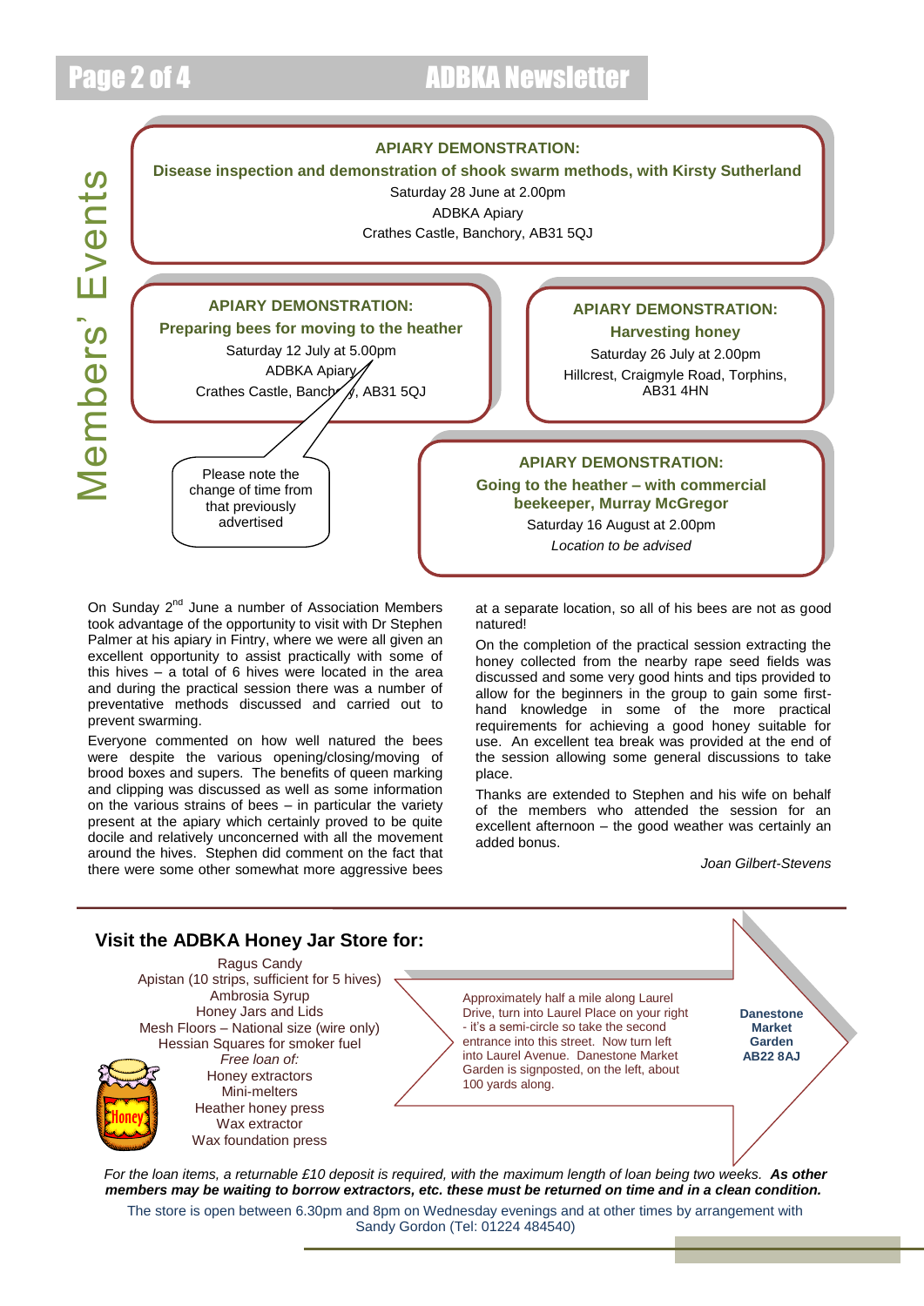# Members' Events

**APIARY DEMONSTRATION:**

**Disease inspection and demonstration of shook swarm methods, with Kirsty Sutherland**

Saturday 28 June at 2.00pm
ADBKA Apiary
Crathes Castle, Banchory, AB31 5QJ

**APIARY DEMONSTRATION:**

**Preparing bees for moving to the heather**

Saturday 12 July at 5.00pm
ADBKA Apiary
Crathes Castle, Banchory, AB31 5QJ

Please note the change of time from that previously advertised

**APIARY DEMONSTRATION:**

**Harvesting honey**

Saturday 26 July at 2.00pm
Hillcrest, Craigmyle Road, Torphins, AB31 4HN

**APIARY DEMONSTRATION:**

**Going to the heather – with commercial beekeeper, Murray McGregor**

Saturday 16 August at 2.00pm
*Location to be advised*

On Sunday 2nd June a number of Association Members took advantage of the opportunity to visit with Dr Stephen Palmer at his apiary in Fintry, where we were all given an excellent opportunity to assist practically with some of this hives – a total of 6 hives were located in the area and during the practical session there was a number of preventative methods discussed and carried out to prevent swarming.

Everyone commented on how well natured the bees were despite the various opening/closing/moving of brood boxes and supers. The benefits of queen marking and clipping was discussed as well as some information on the various strains of bees – in particular the variety present at the apiary which certainly proved to be quite docile and relatively unconcerned with all the movement around the hives. Stephen did comment on the fact that there were some other somewhat more aggressive bees at a separate location, so all of his bees are not as good natured!

On the completion of the practical session extracting the honey collected from the nearby rape seed fields was discussed and some very good hints and tips provided to allow for the beginners in the group to gain some first-hand knowledge in some of the more practical requirements for achieving a good honey suitable for use. An excellent tea break was provided at the end of the session allowing some general discussions to take place.

Thanks are extended to Stephen and his wife on behalf of the members who attended the session for an excellent afternoon – the good weather was certainly an added bonus.

*Joan Gilbert-Stevens*

---

## Visit the ADBKA Honey Jar Store for:

Ragus Candy
Apistan (10 strips, sufficient for 5 hives)
Ambrosia Syrup
Honey Jars and Lids
Mesh Floors – National size (wire only)
Hessian Squares for smoker fuel
*Free loan of:*
Honey extractors
Mini-melters
Heather honey press
Wax extractor
Wax foundation press

Approximately half a mile along Laurel Drive, turn into Laurel Place on your right - it's a semi-circle so take the second entrance into this street. Now turn left into Laurel Avenue. Danestone Market Garden is signposted, on the left, about 100 yards along.

**Danestone Market Garden AB22 8AJ**

*For the loan items, a returnable £10 deposit is required, with the maximum length of loan being two weeks.* ***As other members may be waiting to borrow extractors, etc. these must be returned on time and in a clean condition.***

The store is open between 6.30pm and 8pm on Wednesday evenings and at other times by arrangement with Sandy Gordon (Tel: 01224 484540)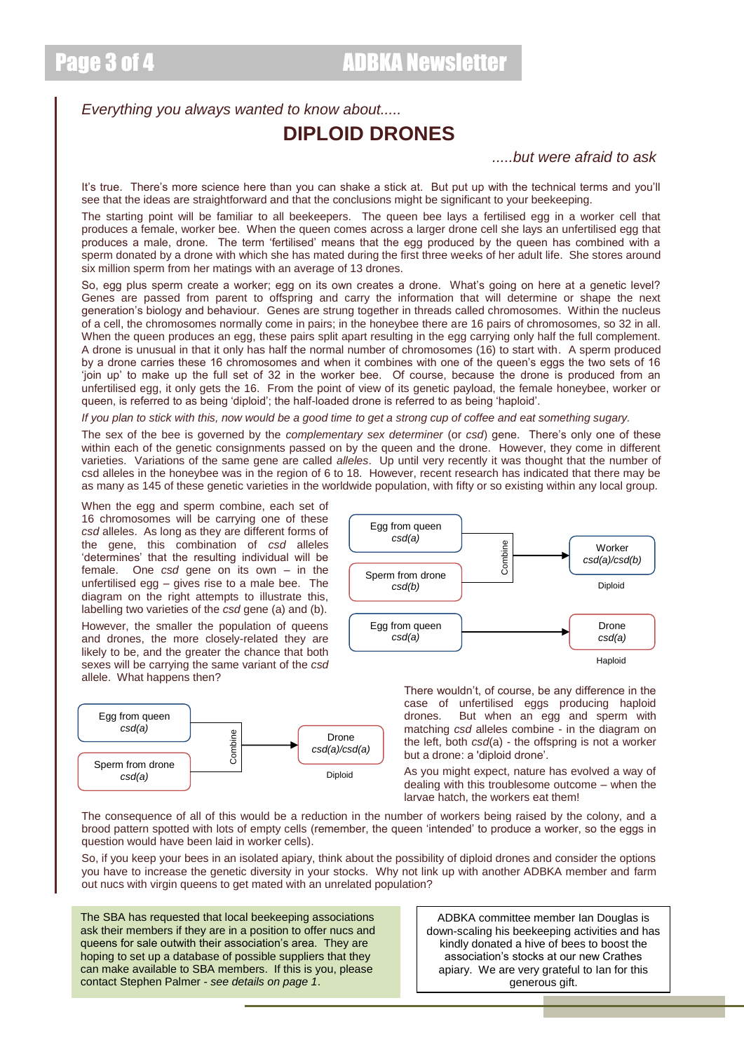*Everything you always wanted to know about.....*

# DIPLOID DRONES

*.....but were afraid to ask*

It's true. There's more science here than you can shake a stick at. But put up with the technical terms and you'll see that the ideas are straightforward and that the conclusions might be significant to your beekeeping.

The starting point will be familiar to all beekeepers. The queen bee lays a fertilised egg in a worker cell that produces a female, worker bee. When the queen comes across a larger drone cell she lays an unfertilised egg that produces a male, drone. The term 'fertilised' means that the egg produced by the queen has combined with a sperm donated by a drone with which she has mated during the first three weeks of her adult life. She stores around six million sperm from her matings with an average of 13 drones.

So, egg plus sperm create a worker; egg on its own creates a drone. What's going on here at a genetic level? Genes are passed from parent to offspring and carry the information that will determine or shape the next generation's biology and behaviour. Genes are strung together in threads called chromosomes. Within the nucleus of a cell, the chromosomes normally come in pairs; in the honeybee there are 16 pairs of chromosomes, so 32 in all. When the queen produces an egg, these pairs split apart resulting in the egg carrying only half the full complement. A drone is unusual in that it only has half the normal number of chromosomes (16) to start with. A sperm produced by a drone carries these 16 chromosomes and when it combines with one of the queen's eggs the two sets of 16 'join up' to make up the full set of 32 in the worker bee. Of course, because the drone is produced from an unfertilised egg, it only gets the 16. From the point of view of its genetic payload, the female honeybee, worker or queen, is referred to as being 'diploid'; the half-loaded drone is referred to as being 'haploid'.

*If you plan to stick with this, now would be a good time to get a strong cup of coffee and eat something sugary.*

The sex of the bee is governed by the *complementary sex determiner* (or *csd*) gene. There's only one of these within each of the genetic consignments passed on by the queen and the drone. However, they come in different varieties. Variations of the same gene are called *alleles*. Up until very recently it was thought that the number of csd alleles in the honeybee was in the region of 6 to 18. However, recent research has indicated that there may be as many as 145 of these genetic varieties in the worldwide population, with fifty or so existing within any local group.

When the egg and sperm combine, each set of 16 chromosomes will be carrying one of these *csd* alleles. As long as they are different forms of the gene, this combination of *csd* alleles 'determines' that the resulting individual will be female. One *csd* gene on its own – in the unfertilised egg – gives rise to a male bee. The diagram on the right attempts to illustrate this, labelling two varieties of the *csd* gene (a) and (b).

| Egg from queen *csd(a)* + Sperm from drone *csd(b)* | Combine → | Worker *csd(a)/csd(b)* — Diploid |
|---|---|---|
| Egg from queen *csd(a)* | → | Drone *csd(a)* — Haploid |

However, the smaller the population of queens and drones, the more closely-related they are likely to be, and the greater the chance that both sexes will be carrying the same variant of the *csd* allele. What happens then?

| Egg from queen *csd(a)* + Sperm from drone *csd(a)* | Combine → | Drone *csd(a)/csd(a)* — Diploid |
|---|---|---|

There wouldn't, of course, be any difference in the case of unfertilised eggs producing haploid drones. But when an egg and sperm with matching *csd* alleles combine - in the diagram on the left, both *csd*(a) - the offspring is not a worker but a drone: a 'diploid drone'.

As you might expect, nature has evolved a way of dealing with this troublesome outcome – when the larvae hatch, the workers eat them!

The consequence of all of this would be a reduction in the number of workers being raised by the colony, and a brood pattern spotted with lots of empty cells (remember, the queen 'intended' to produce a worker, so the eggs in question would have been laid in worker cells).

So, if you keep your bees in an isolated apiary, think about the possibility of diploid drones and consider the options you have to increase the genetic diversity in your stocks. Why not link up with another ADBKA member and farm out nucs with virgin queens to get mated with an unrelated population?

The SBA has requested that local beekeeping associations ask their members if they are in a position to offer nucs and queens for sale outwith their association's area. They are hoping to set up a database of possible suppliers that they can make available to SBA members. If this is you, please contact Stephen Palmer - *see details on page 1*.

ADBKA committee member Ian Douglas is down-scaling his beekeeping activities and has kindly donated a hive of bees to boost the association's stocks at our new Crathes apiary. We are very grateful to Ian for this generous gift.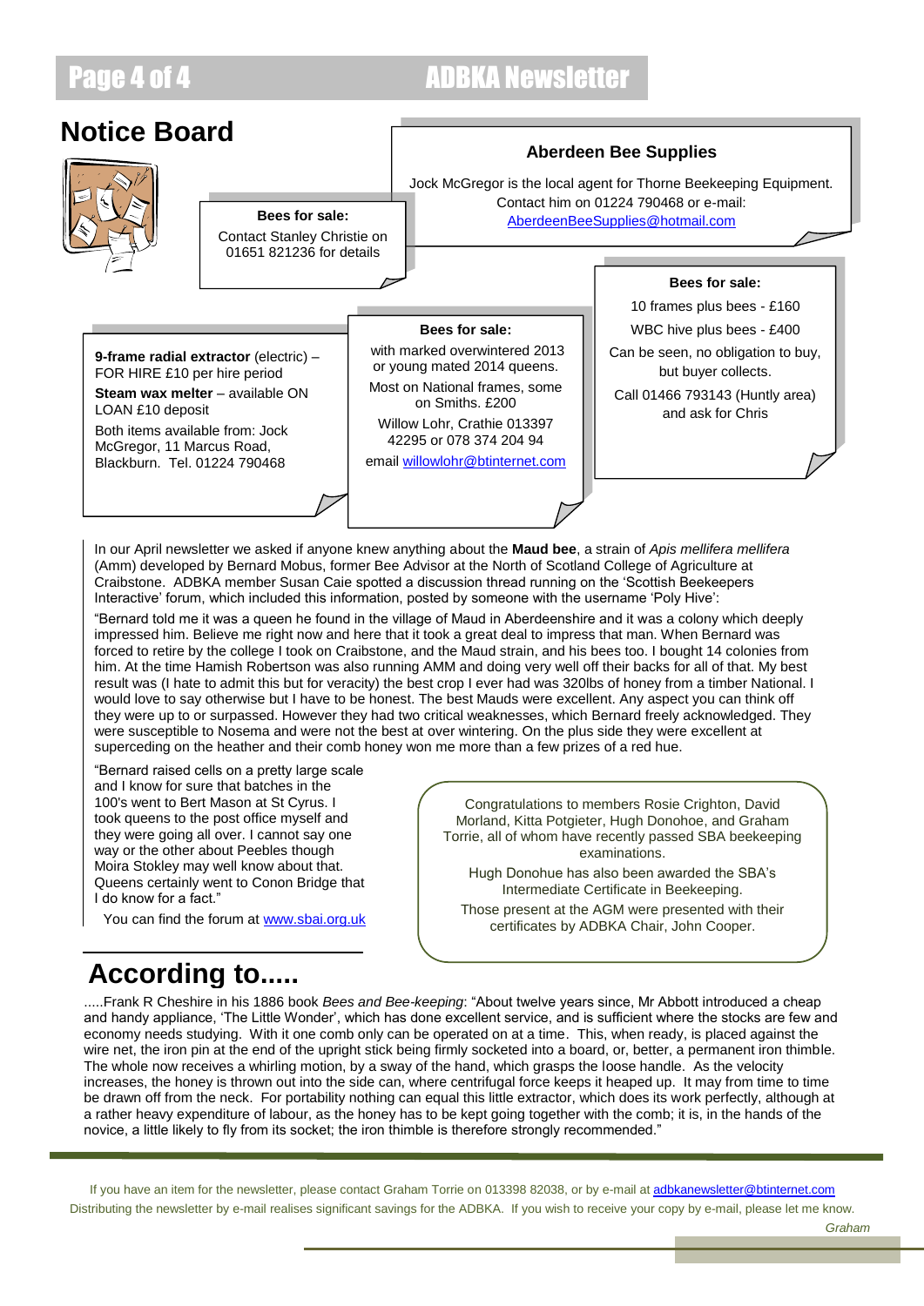## Notice Board

**Aberdeen Bee Supplies**

Jock McGregor is the local agent for Thorne Beekeeping Equipment. Contact him on 01224 790468 or e-mail: AberdeenBeeSupplies@hotmail.com

**Bees for sale:**

Contact Stanley Christie on 01651 821236 for details

**Bees for sale:**

10 frames plus bees - £160

WBC hive plus bees - £400

Can be seen, no obligation to buy, but buyer collects.

Call 01466 793143 (Huntly area) and ask for Chris

**9-frame radial extractor** (electric) – FOR HIRE £10 per hire period

**Steam wax melter** – available ON LOAN £10 deposit

Both items available from: Jock McGregor, 11 Marcus Road, Blackburn. Tel. 01224 790468

**Bees for sale:**

with marked overwintered 2013 or young mated 2014 queens.

Most on National frames, some on Smiths. £200

Willow Lohr, Crathie 013397 42295 or 078 374 204 94

email willowlohr@btinternet.com

In our April newsletter we asked if anyone knew anything about the **Maud bee**, a strain of *Apis mellifera mellifera* (Amm) developed by Bernard Mobus, former Bee Advisor at the North of Scotland College of Agriculture at Craibstone. ADBKA member Susan Caie spotted a discussion thread running on the 'Scottish Beekeepers Interactive' forum, which included this information, posted by someone with the username 'Poly Hive':

"Bernard told me it was a queen he found in the village of Maud in Aberdeenshire and it was a colony which deeply impressed him. Believe me right now and here that it took a great deal to impress that man. When Bernard was forced to retire by the college I took on Craibstone, and the Maud strain, and his bees too. I bought 14 colonies from him. At the time Hamish Robertson was also running AMM and doing very well off their backs for all of that. My best result was (I hate to admit this but for veracity) the best crop I ever had was 320lbs of honey from a timber National. I would love to say otherwise but I have to be honest. The best Mauds were excellent. Any aspect you can think off they were up to or surpassed. However they had two critical weaknesses, which Bernard freely acknowledged. They were susceptible to Nosema and were not the best at over wintering. On the plus side they were excellent at superceding on the heather and their comb honey won me more than a few prizes of a red hue.

"Bernard raised cells on a pretty large scale and I know for sure that batches in the 100's went to Bert Mason at St Cyrus. I took queens to the post office myself and they were going all over. I cannot say one way or the other about Peebles though Moira Stokley may well know about that. Queens certainly went to Conon Bridge that I do know for a fact."

You can find the forum at www.sbai.org.uk

Congratulations to members Rosie Crighton, David Morland, Kitta Potgieter, Hugh Donohoe, and Graham Torrie, all of whom have recently passed SBA beekeeping examinations.

Hugh Donohue has also been awarded the SBA's Intermediate Certificate in Beekeeping.

Those present at the AGM were presented with their certificates by ADBKA Chair, John Cooper.

## According to.....

.....Frank R Cheshire in his 1886 book *Bees and Bee-keeping*: "About twelve years since, Mr Abbott introduced a cheap and handy appliance, 'The Little Wonder', which has done excellent service, and is sufficient where the stocks are few and economy needs studying. With it one comb only can be operated on at a time. This, when ready, is placed against the wire net, the iron pin at the end of the upright stick being firmly socketed into a board, or, better, a permanent iron thimble. The whole now receives a whirling motion, by a sway of the hand, which grasps the loose handle. As the velocity increases, the honey is thrown out into the side can, where centrifugal force keeps it heaped up. It may from time to time be drawn off from the neck. For portability nothing can equal this little extractor, which does its work perfectly, although at a rather heavy expenditure of labour, as the honey has to be kept going together with the comb; it is, in the hands of the novice, a little likely to fly from its socket; the iron thimble is therefore strongly recommended."

If you have an item for the newsletter, please contact Graham Torrie on 013398 82038, or by e-mail at adbkanewsletter@btinternet.com

Distributing the newsletter by e-mail realises significant savings for the ADBKA. If you wish to receive your copy by e-mail, please let me know.

*Graham*